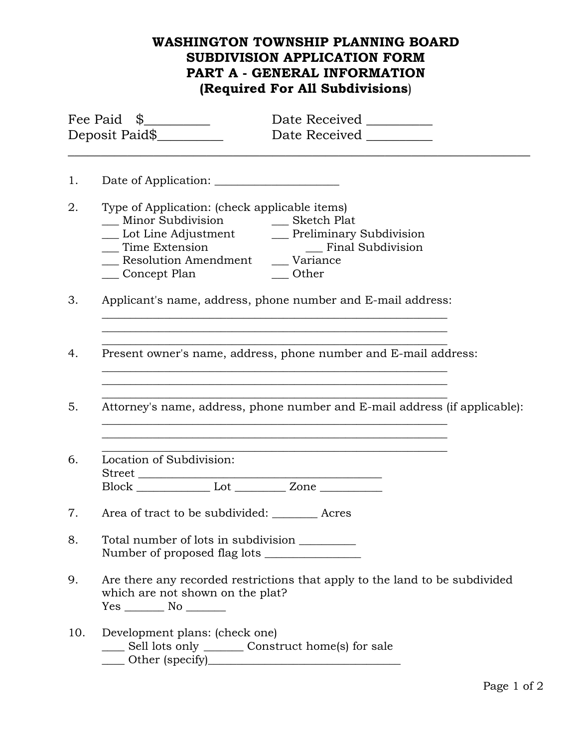# WASHINGTON TOWNSHIP PLANNING BOARD
# SUBDIVISION APPLICATION FORM
## PART A - GENERAL INFORMATION
### (Required For All Subdivisions)

Fee Paid $__________ Date Received __________
Deposit Paid$__________ Date Received __________

---

1. Date of Application: _____________________

2. Type of Application: (check applicable items)
   ___ Minor Subdivision ___ Sketch Plat
   ___ Lot Line Adjustment ___ Preliminary Subdivision
   ___ Time Extension ___ Final Subdivision
   ___ Resolution Amendment ___ Variance
   ___ Concept Plan ___ Other

3. Applicant's name, address, phone number and E-mail address:
   ____________________________________________________________
   ____________________________________________________________
   ____________________________________________________________

4. Present owner's name, address, phone number and E-mail address:
   ____________________________________________________________
   ____________________________________________________________
   ____________________________________________________________

5. Attorney's name, address, phone number and E-mail address (if applicable):
   ____________________________________________________________
   ____________________________________________________________
   ____________________________________________________________

6. Location of Subdivision:
   Street ___________________________________________
   Block _____________ Lot _________ Zone ___________

7. Area of tract to be subdivided: ________ Acres

8. Total number of lots in subdivision __________
   Number of proposed flag lots ________________

9. Are there any recorded restrictions that apply to the land to be subdivided which are not shown on the plat?
   Yes _______ No _______

10. Development plans: (check one)
    ____ Sell lots only _______ Construct home(s) for sale
    ____ Other (specify)__________________________________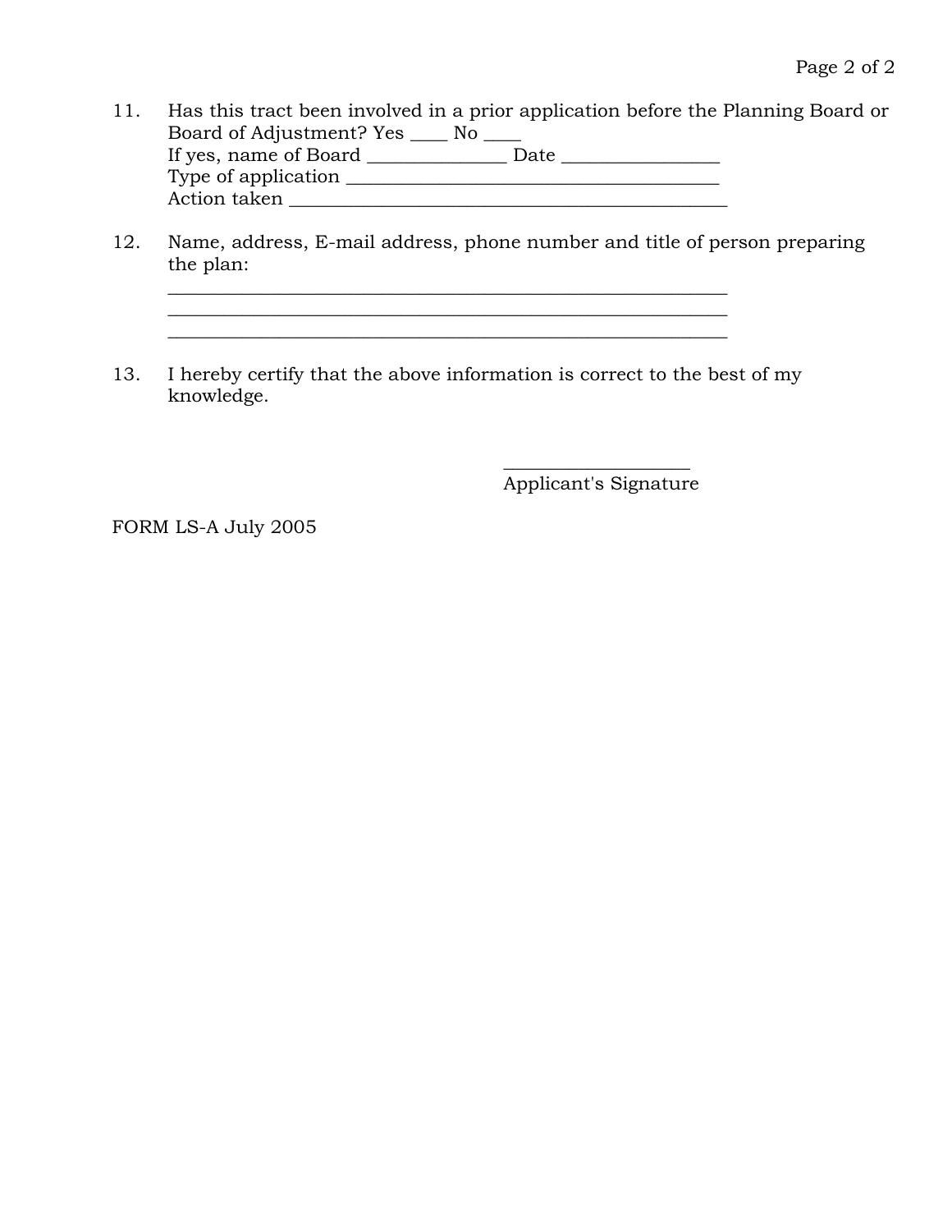11. Has this tract been involved in a prior application before the Planning Board or Board of Adjustment? Yes ____ No ____
    If yes, name of Board _______________ Date _________________
    Type of application _________________________________________
    Action taken ______________________________________________

12. Name, address, E-mail address, phone number and title of person preparing the plan:
    _______________________________________________________________
    _______________________________________________________________
    _______________________________________________________________

13. I hereby certify that the above information is correct to the best of my knowledge.

____________________
Applicant's Signature

FORM LS-A July 2005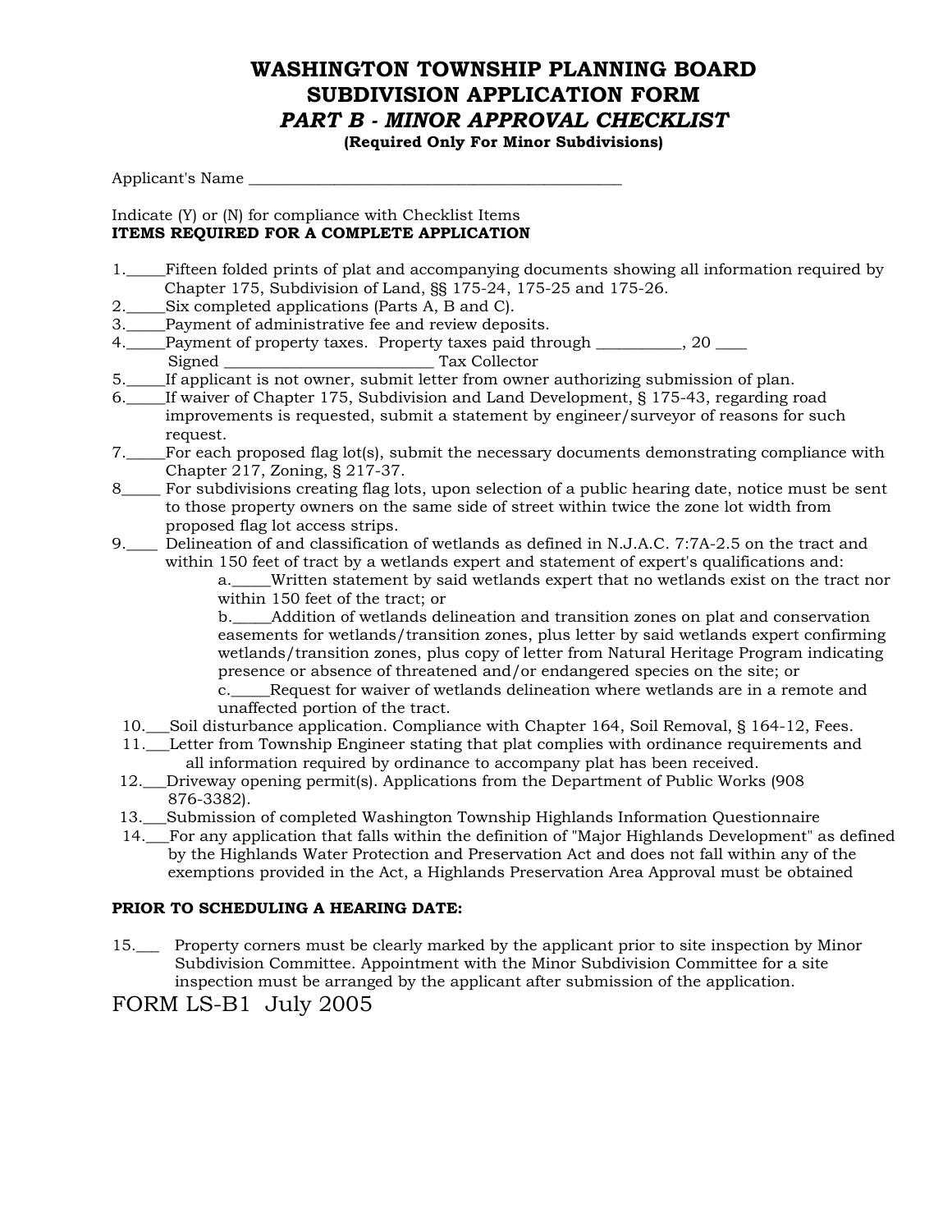# WASHINGTON TOWNSHIP PLANNING BOARD
# SUBDIVISION APPLICATION FORM
## *PART B - MINOR APPROVAL CHECKLIST*
**(Required Only For Minor Subdivisions)**

Applicant's Name ______________________________________________

Indicate (Y) or (N) for compliance with Checklist Items

**ITEMS REQUIRED FOR A COMPLETE APPLICATION**

1._____Fifteen folded prints of plat and accompanying documents showing all information required by Chapter 175, Subdivision of Land, §§ 175-24, 175-25 and 175-26.

2._____Six completed applications (Parts A, B and C).

3._____Payment of administrative fee and review deposits.

4._____Payment of property taxes. Property taxes paid through ___________, 20 ____
Signed __________________________ Tax Collector

5._____If applicant is not owner, submit letter from owner authorizing submission of plan.

6._____If waiver of Chapter 175, Subdivision and Land Development, § 175-43, regarding road improvements is requested, submit a statement by engineer/surveyor of reasons for such request.

7._____For each proposed flag lot(s), submit the necessary documents demonstrating compliance with Chapter 217, Zoning, § 217-37.

8_____ For subdivisions creating flag lots, upon selection of a public hearing date, notice must be sent to those property owners on the same side of street within twice the zone lot width from proposed flag lot access strips.

9.____ Delineation of and classification of wetlands as defined in N.J.A.C. 7:7A-2.5 on the tract and within 150 feet of tract by a wetlands expert and statement of expert's qualifications and:

a._____Written statement by said wetlands expert that no wetlands exist on the tract nor within 150 feet of the tract; or

b._____Addition of wetlands delineation and transition zones on plat and conservation easements for wetlands/transition zones, plus letter by said wetlands expert confirming wetlands/transition zones, plus copy of letter from Natural Heritage Program indicating presence or absence of threatened and/or endangered species on the site; or

c._____Request for waiver of wetlands delineation where wetlands are in a remote and unaffected portion of the tract.

10.___Soil disturbance application. Compliance with Chapter 164, Soil Removal, § 164-12, Fees.

11.___Letter from Township Engineer stating that plat complies with ordinance requirements and all information required by ordinance to accompany plat has been received.

12.___Driveway opening permit(s). Applications from the Department of Public Works (908 876-3382).

13.___Submission of completed Washington Township Highlands Information Questionnaire

14.___For any application that falls within the definition of "Major Highlands Development" as defined by the Highlands Water Protection and Preservation Act and does not fall within any of the exemptions provided in the Act, a Highlands Preservation Area Approval must be obtained

**PRIOR TO SCHEDULING A HEARING DATE:**

15.___ Property corners must be clearly marked by the applicant prior to site inspection by Minor Subdivision Committee. Appointment with the Minor Subdivision Committee for a site inspection must be arranged by the applicant after submission of the application.

FORM LS-B1 July 2005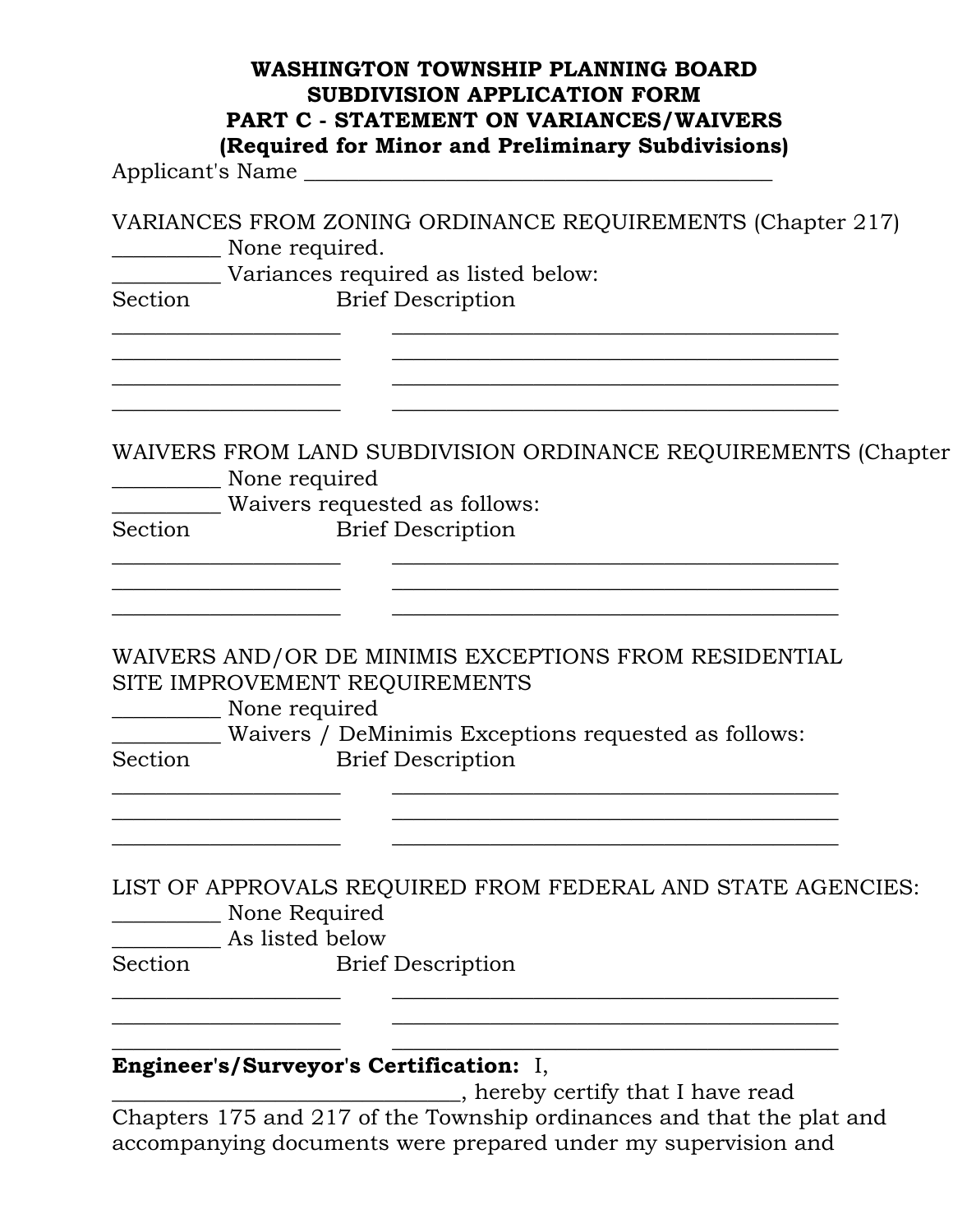# WASHINGTON TOWNSHIP PLANNING BOARD
## SUBDIVISION APPLICATION FORM
## PART C - STATEMENT ON VARIANCES/WAIVERS
### (Required for Minor and Preliminary Subdivisions)

Applicant's Name ____________________________________________

VARIANCES FROM ZONING ORDINANCE REQUIREMENTS (Chapter 217)

__________ None required.

__________ Variances required as listed below:

| Section | Brief Description |
|---|---|
| ____________________ | __________________________________________ |
| ____________________ | __________________________________________ |
| ____________________ | __________________________________________ |
| ____________________ | __________________________________________ |

WAIVERS FROM LAND SUBDIVISION ORDINANCE REQUIREMENTS (Chapter

__________ None required

__________ Waivers requested as follows:

| Section | Brief Description |
|---|---|
| ____________________ | __________________________________________ |
| ____________________ | __________________________________________ |
| ____________________ | __________________________________________ |

WAIVERS AND/OR DE MINIMIS EXCEPTIONS FROM RESIDENTIAL SITE IMPROVEMENT REQUIREMENTS

__________ None required

__________ Waivers / DeMinimis Exceptions requested as follows:

| Section | Brief Description |
|---|---|
| ____________________ | __________________________________________ |
| ____________________ | __________________________________________ |
| ____________________ | __________________________________________ |

LIST OF APPROVALS REQUIRED FROM FEDERAL AND STATE AGENCIES:

__________ None Required

__________ As listed below

| Section | Brief Description |
|---|---|
| ____________________ | __________________________________________ |
| ____________________ | __________________________________________ |
| ____________________ | __________________________________________ |

**Engineer's/Surveyor's Certification:** I, ________________________________, hereby certify that I have read Chapters 175 and 217 of the Township ordinances and that the plat and accompanying documents were prepared under my supervision and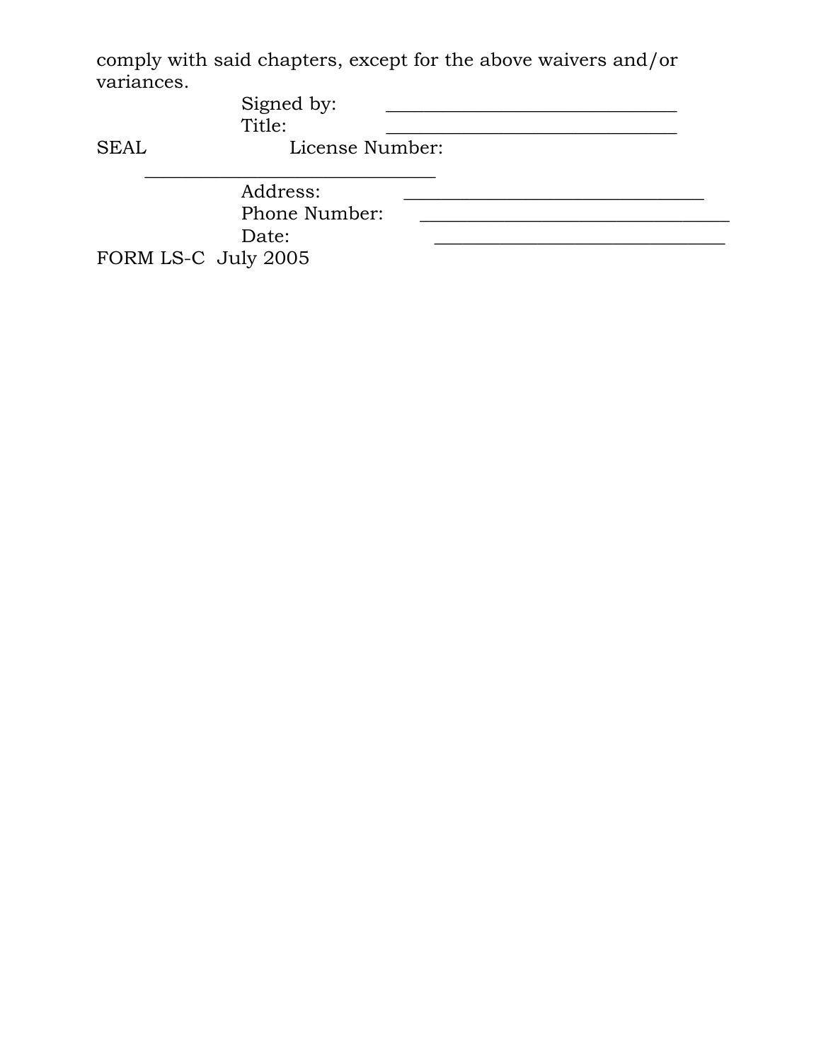comply with said chapters, except for the above waivers and/or variances.

Signed by: ______________________________

Title: ______________________________

SEAL License Number: ______________________________

Address: ______________________________

Phone Number: ______________________________

Date: ______________________________

FORM LS-C July 2005